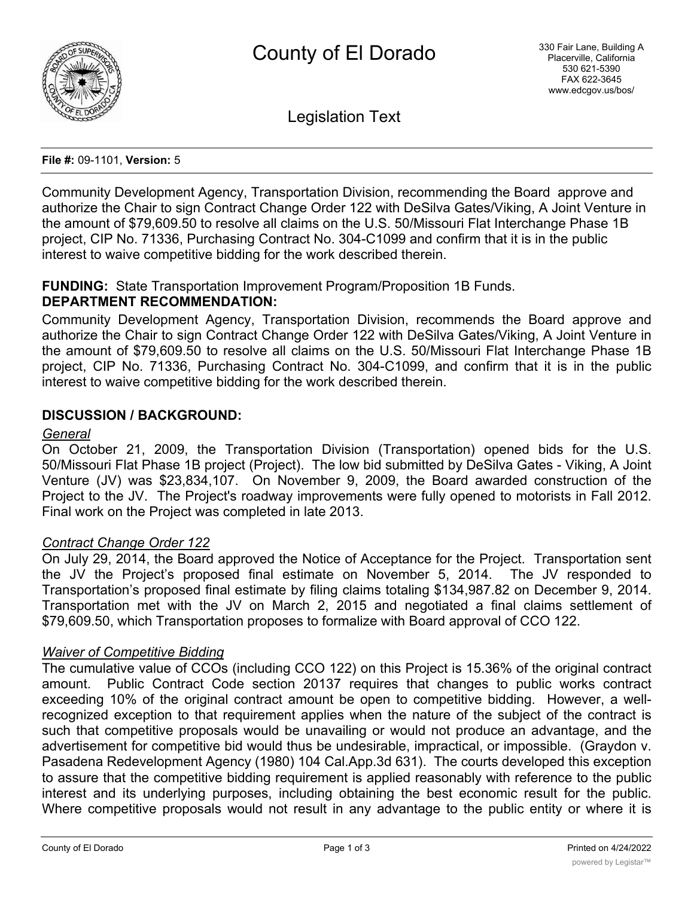# County of El Dorado

330 Fair Lane, Building A
Placerville, California
530 621-5390
FAX 622-3645
www.edcgov.us/bos/

## Legislation Text

**File #:** 09-1101, **Version:** 5

Community Development Agency, Transportation Division, recommending the Board approve and authorize the Chair to sign Contract Change Order 122 with DeSilva Gates/Viking, A Joint Venture in the amount of $79,609.50 to resolve all claims on the U.S. 50/Missouri Flat Interchange Phase 1B project, CIP No. 71336, Purchasing Contract No. 304-C1099 and confirm that it is in the public interest to waive competitive bidding for the work described therein.

**FUNDING:** State Transportation Improvement Program/Proposition 1B Funds.

**DEPARTMENT RECOMMENDATION:**

Community Development Agency, Transportation Division, recommends the Board approve and authorize the Chair to sign Contract Change Order 122 with DeSilva Gates/Viking, A Joint Venture in the amount of $79,609.50 to resolve all claims on the U.S. 50/Missouri Flat Interchange Phase 1B project, CIP No. 71336, Purchasing Contract No. 304-C1099, and confirm that it is in the public interest to waive competitive bidding for the work described therein.

**DISCUSSION / BACKGROUND:**

*General*

On October 21, 2009, the Transportation Division (Transportation) opened bids for the U.S. 50/Missouri Flat Phase 1B project (Project). The low bid submitted by DeSilva Gates - Viking, A Joint Venture (JV) was $23,834,107. On November 9, 2009, the Board awarded construction of the Project to the JV. The Project's roadway improvements were fully opened to motorists in Fall 2012. Final work on the Project was completed in late 2013.

*Contract Change Order 122*

On July 29, 2014, the Board approved the Notice of Acceptance for the Project. Transportation sent the JV the Project's proposed final estimate on November 5, 2014. The JV responded to Transportation's proposed final estimate by filing claims totaling $134,987.82 on December 9, 2014. Transportation met with the JV on March 2, 2015 and negotiated a final claims settlement of $79,609.50, which Transportation proposes to formalize with Board approval of CCO 122.

*Waiver of Competitive Bidding*

The cumulative value of CCOs (including CCO 122) on this Project is 15.36% of the original contract amount. Public Contract Code section 20137 requires that changes to public works contract exceeding 10% of the original contract amount be open to competitive bidding. However, a well-recognized exception to that requirement applies when the nature of the subject of the contract is such that competitive proposals would be unavailing or would not produce an advantage, and the advertisement for competitive bid would thus be undesirable, impractical, or impossible. (Graydon v. Pasadena Redevelopment Agency (1980) 104 Cal.App.3d 631). The courts developed this exception to assure that the competitive bidding requirement is applied reasonably with reference to the public interest and its underlying purposes, including obtaining the best economic result for the public. Where competitive proposals would not result in any advantage to the public entity or where it is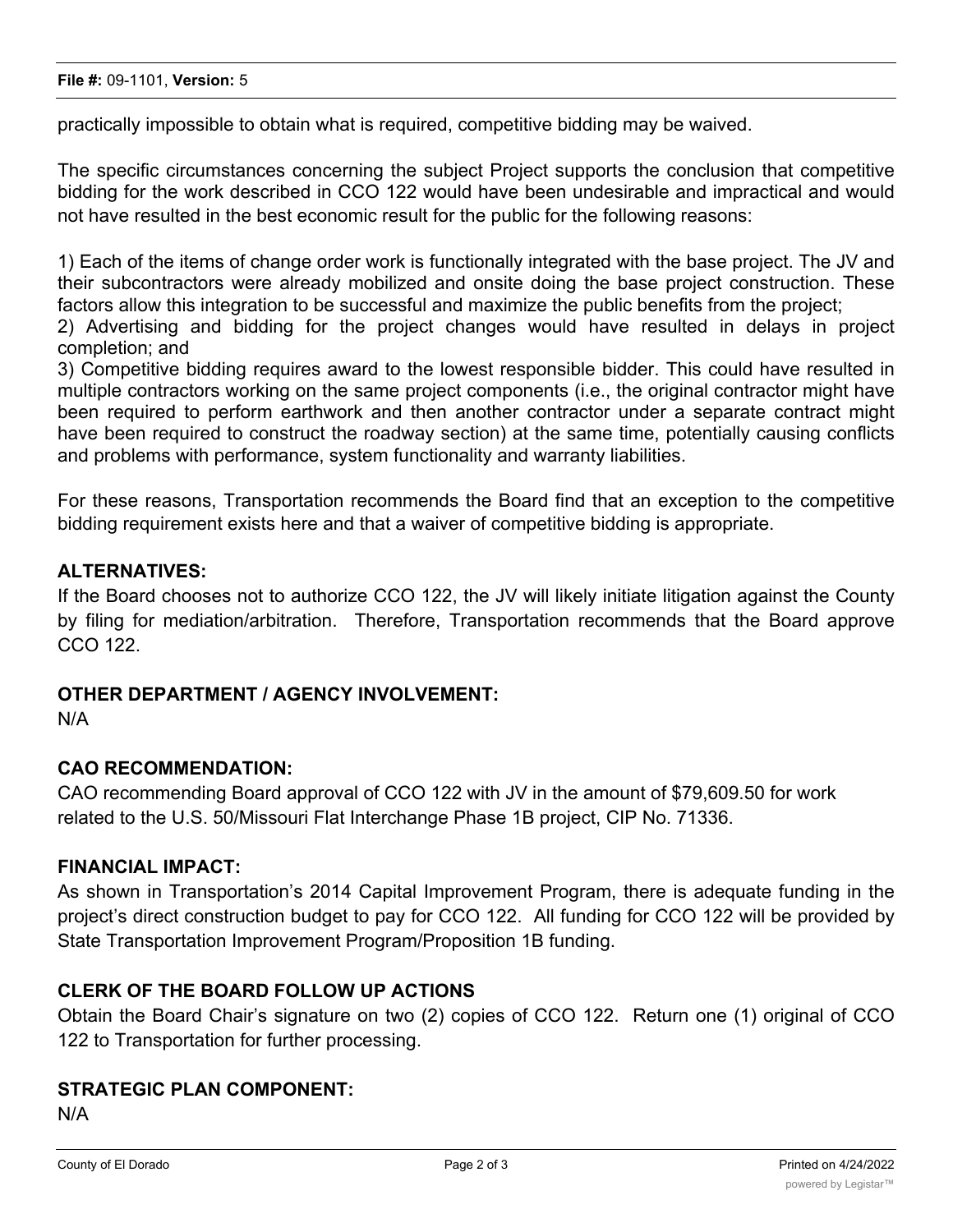practically impossible to obtain what is required, competitive bidding may be waived.

The specific circumstances concerning the subject Project supports the conclusion that competitive bidding for the work described in CCO 122 would have been undesirable and impractical and would not have resulted in the best economic result for the public for the following reasons:

1) Each of the items of change order work is functionally integrated with the base project. The JV and their subcontractors were already mobilized and onsite doing the base project construction. These factors allow this integration to be successful and maximize the public benefits from the project;
2) Advertising and bidding for the project changes would have resulted in delays in project completion; and
3) Competitive bidding requires award to the lowest responsible bidder. This could have resulted in multiple contractors working on the same project components (i.e., the original contractor might have been required to perform earthwork and then another contractor under a separate contract might have been required to construct the roadway section) at the same time, potentially causing conflicts and problems with performance, system functionality and warranty liabilities.

For these reasons, Transportation recommends the Board find that an exception to the competitive bidding requirement exists here and that a waiver of competitive bidding is appropriate.

**ALTERNATIVES:**

If the Board chooses not to authorize CCO 122, the JV will likely initiate litigation against the County by filing for mediation/arbitration. Therefore, Transportation recommends that the Board approve CCO 122.

**OTHER DEPARTMENT / AGENCY INVOLVEMENT:**

N/A

**CAO RECOMMENDATION:**

CAO recommending Board approval of CCO 122 with JV in the amount of $79,609.50 for work related to the U.S. 50/Missouri Flat Interchange Phase 1B project, CIP No. 71336.

**FINANCIAL IMPACT:**

As shown in Transportation's 2014 Capital Improvement Program, there is adequate funding in the project's direct construction budget to pay for CCO 122. All funding for CCO 122 will be provided by State Transportation Improvement Program/Proposition 1B funding.

**CLERK OF THE BOARD FOLLOW UP ACTIONS**

Obtain the Board Chair's signature on two (2) copies of CCO 122. Return one (1) original of CCO 122 to Transportation for further processing.

**STRATEGIC PLAN COMPONENT:**

N/A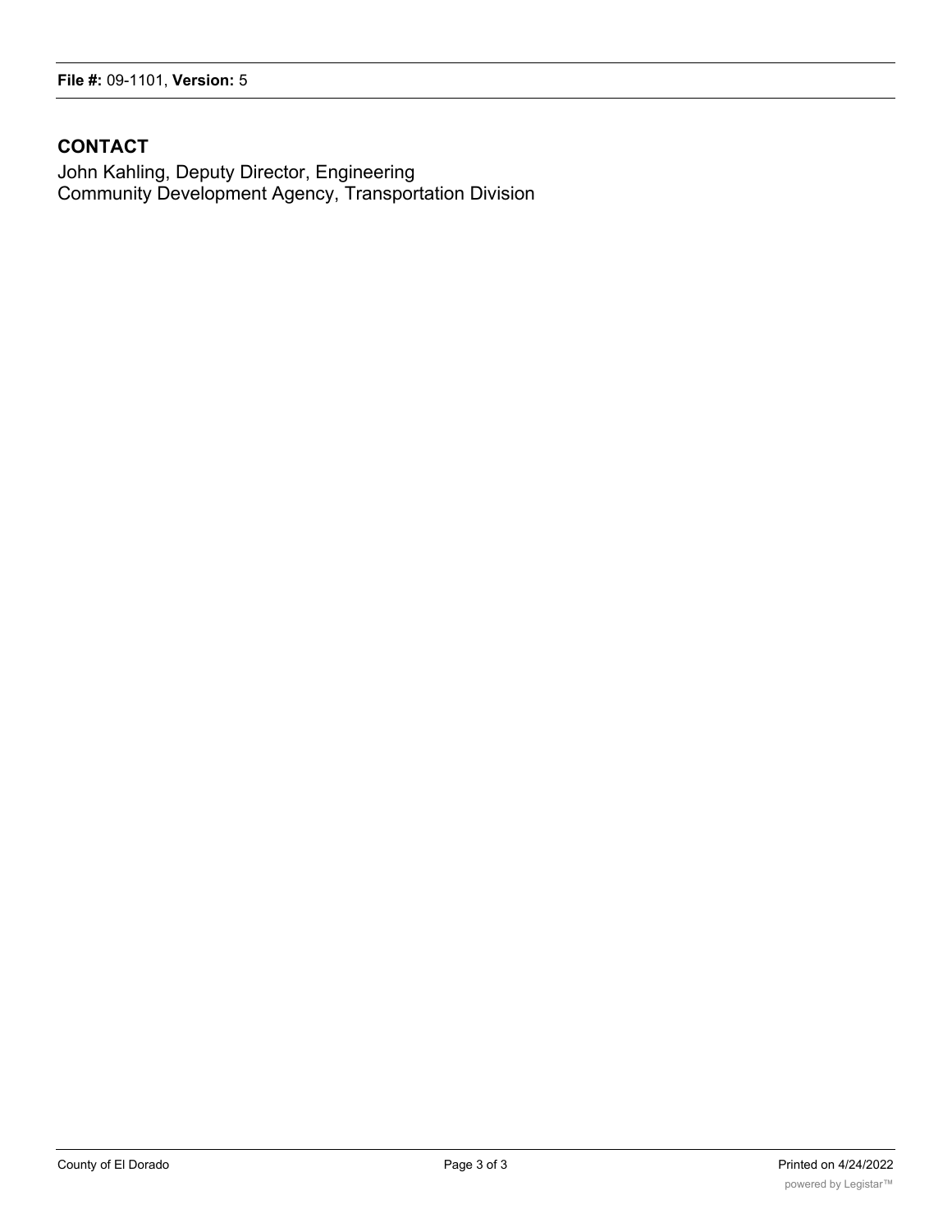## CONTACT

John Kahling, Deputy Director, Engineering
Community Development Agency, Transportation Division